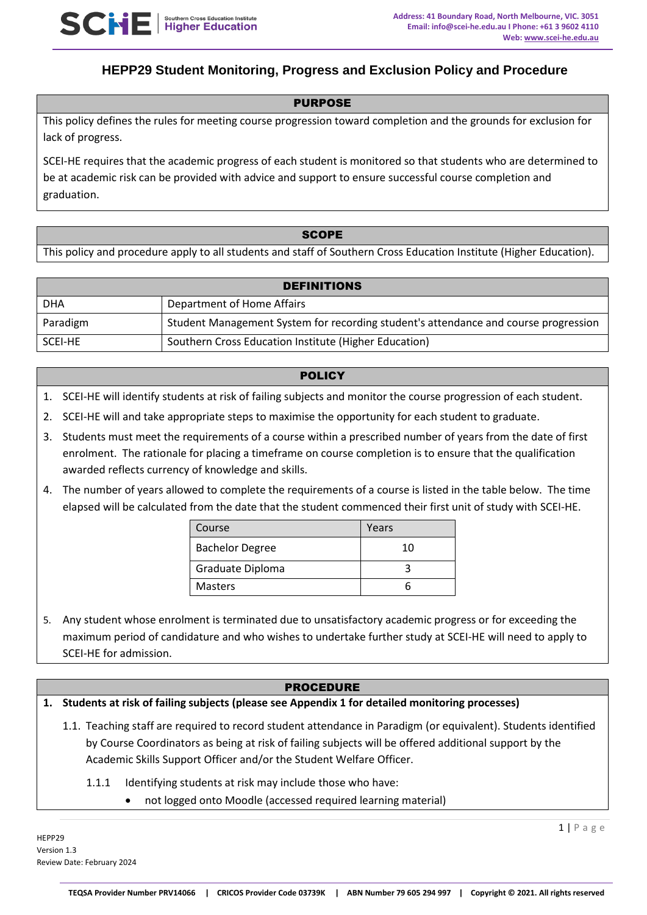# HEPP29 Student Monitoring, Progress and Exclusion Policy and Procedure

## PURPOSE

This policy defines the rules for meeting course progression toward completion and the grounds for exclusion for lack of progress.

SCEI-HE requires that the academic progress of each student is monitored so that students who are determined to be at academic risk can be provided with advice and support to ensure successful course completion and graduation.

## SCOPE

This policy and procedure apply to all students and staff of Southern Cross Education Institute (Higher Education).

## DEFINITIONS

| Term | Definition |
|---|---|
| DHA | Department of Home Affairs |
| Paradigm | Student Management System for recording student's attendance and course progression |
| SCEI-HE | Southern Cross Education Institute (Higher Education) |

## POLICY

1. SCEI-HE will identify students at risk of failing subjects and monitor the course progression of each student.
2. SCEI-HE will and take appropriate steps to maximise the opportunity for each student to graduate.
3. Students must meet the requirements of a course within a prescribed number of years from the date of first enrolment. The rationale for placing a timeframe on course completion is to ensure that the qualification awarded reflects currency of knowledge and skills.
4. The number of years allowed to complete the requirements of a course is listed in the table below. The time elapsed will be calculated from the date that the student commenced their first unit of study with SCEI-HE.

| Course | Years |
|---|---|
| Bachelor Degree | 10 |
| Graduate Diploma | 3 |
| Masters | 6 |

5. Any student whose enrolment is terminated due to unsatisfactory academic progress or for exceeding the maximum period of candidature and who wishes to undertake further study at SCEI-HE will need to apply to SCEI-HE for admission.

## PROCEDURE

**1. Students at risk of failing subjects (please see Appendix 1 for detailed monitoring processes)**

1.1. Teaching staff are required to record student attendance in Paradigm (or equivalent). Students identified by Course Coordinators as being at risk of failing subjects will be offered additional support by the Academic Skills Support Officer and/or the Student Welfare Officer.

1.1.1 Identifying students at risk may include those who have:

- not logged onto Moodle (accessed required learning material)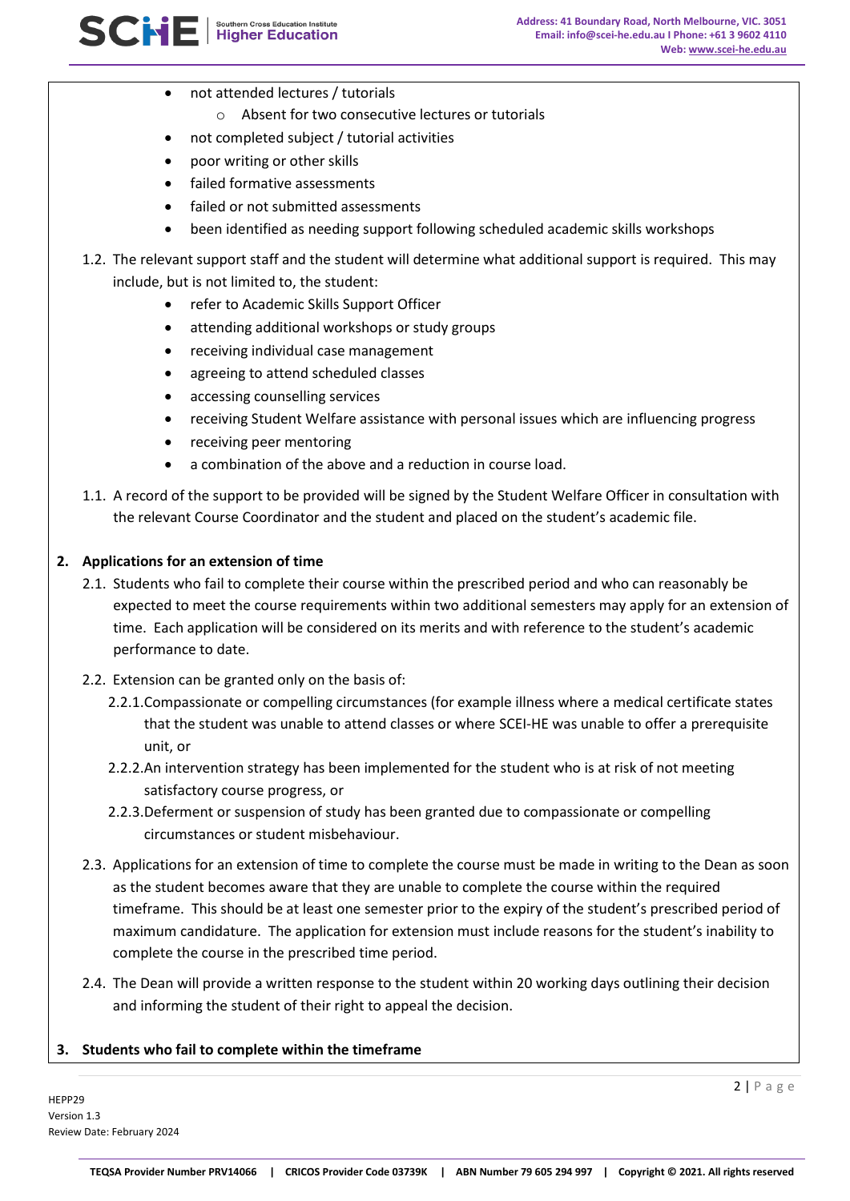- not attended lectures / tutorials
    - Absent for two consecutive lectures or tutorials
- not completed subject / tutorial activities
- poor writing or other skills
- failed formative assessments
- failed or not submitted assessments
- been identified as needing support following scheduled academic skills workshops

1.2. The relevant support staff and the student will determine what additional support is required. This may include, but is not limited to, the student:

- refer to Academic Skills Support Officer
- attending additional workshops or study groups
- receiving individual case management
- agreeing to attend scheduled classes
- accessing counselling services
- receiving Student Welfare assistance with personal issues which are influencing progress
- receiving peer mentoring
- a combination of the above and a reduction in course load.

1.1. A record of the support to be provided will be signed by the Student Welfare Officer in consultation with the relevant Course Coordinator and the student and placed on the student's academic file.

## 2. Applications for an extension of time

2.1. Students who fail to complete their course within the prescribed period and who can reasonably be expected to meet the course requirements within two additional semesters may apply for an extension of time. Each application will be considered on its merits and with reference to the student's academic performance to date.

2.2. Extension can be granted only on the basis of:

2.2.1. Compassionate or compelling circumstances (for example illness where a medical certificate states that the student was unable to attend classes or where SCEI-HE was unable to offer a prerequisite unit, or

2.2.2. An intervention strategy has been implemented for the student who is at risk of not meeting satisfactory course progress, or

2.2.3. Deferment or suspension of study has been granted due to compassionate or compelling circumstances or student misbehaviour.

2.3. Applications for an extension of time to complete the course must be made in writing to the Dean as soon as the student becomes aware that they are unable to complete the course within the required timeframe. This should be at least one semester prior to the expiry of the student's prescribed period of maximum candidature. The application for extension must include reasons for the student's inability to complete the course in the prescribed time period.

2.4. The Dean will provide a written response to the student within 20 working days outlining their decision and informing the student of their right to appeal the decision.

## 3. Students who fail to complete within the timeframe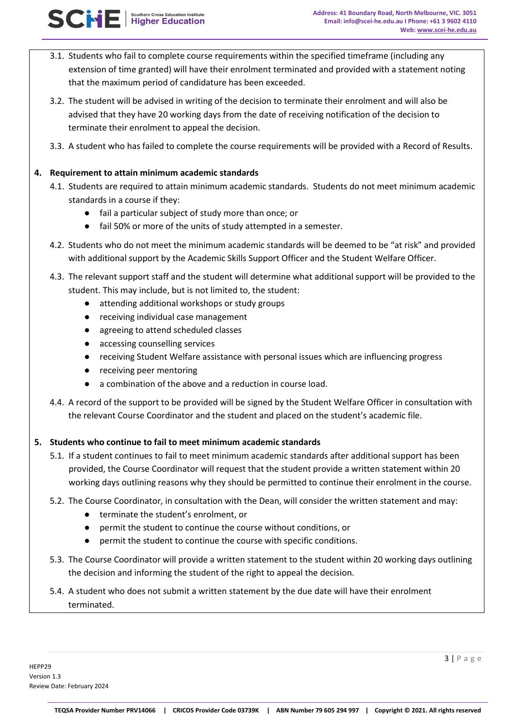3.1. Students who fail to complete course requirements within the specified timeframe (including any extension of time granted) will have their enrolment terminated and provided with a statement noting that the maximum period of candidature has been exceeded.

3.2. The student will be advised in writing of the decision to terminate their enrolment and will also be advised that they have 20 working days from the date of receiving notification of the decision to terminate their enrolment to appeal the decision.

3.3. A student who has failed to complete the course requirements will be provided with a Record of Results.

**4. Requirement to attain minimum academic standards**

4.1. Students are required to attain minimum academic standards. Students do not meet minimum academic standards in a course if they:

- fail a particular subject of study more than once; or
- fail 50% or more of the units of study attempted in a semester.

4.2. Students who do not meet the minimum academic standards will be deemed to be "at risk" and provided with additional support by the Academic Skills Support Officer and the Student Welfare Officer.

4.3. The relevant support staff and the student will determine what additional support will be provided to the student. This may include, but is not limited to, the student:

- attending additional workshops or study groups
- receiving individual case management
- agreeing to attend scheduled classes
- accessing counselling services
- receiving Student Welfare assistance with personal issues which are influencing progress
- receiving peer mentoring
- a combination of the above and a reduction in course load.

4.4. A record of the support to be provided will be signed by the Student Welfare Officer in consultation with the relevant Course Coordinator and the student and placed on the student's academic file.

**5. Students who continue to fail to meet minimum academic standards**

5.1. If a student continues to fail to meet minimum academic standards after additional support has been provided, the Course Coordinator will request that the student provide a written statement within 20 working days outlining reasons why they should be permitted to continue their enrolment in the course.

5.2. The Course Coordinator, in consultation with the Dean, will consider the written statement and may:

- terminate the student's enrolment, or
- permit the student to continue the course without conditions, or
- permit the student to continue the course with specific conditions.

5.3. The Course Coordinator will provide a written statement to the student within 20 working days outlining the decision and informing the student of the right to appeal the decision.

5.4. A student who does not submit a written statement by the due date will have their enrolment terminated.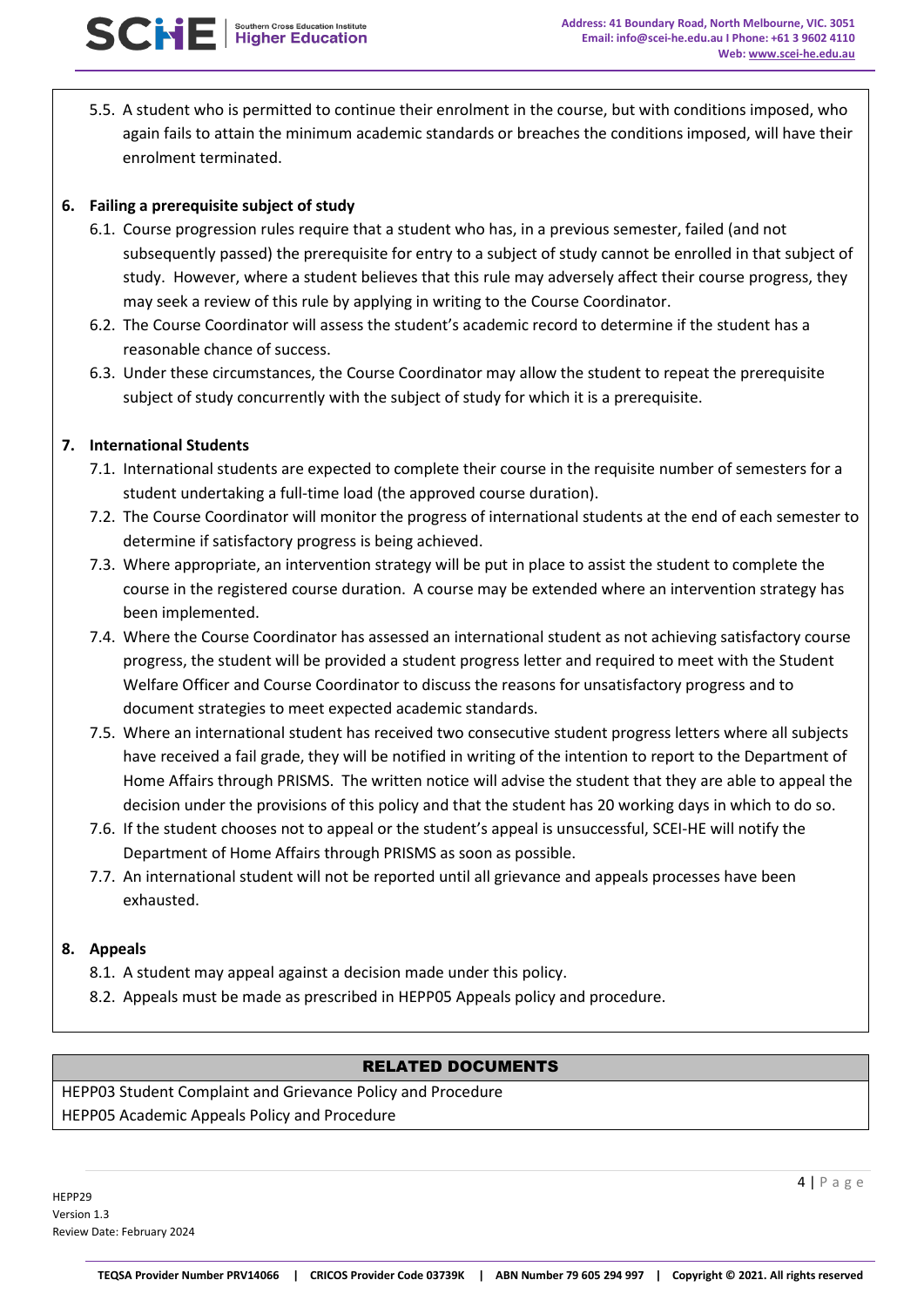5.5. A student who is permitted to continue their enrolment in the course, but with conditions imposed, who again fails to attain the minimum academic standards or breaches the conditions imposed, will have their enrolment terminated.

**6. Failing a prerequisite subject of study**

6.1. Course progression rules require that a student who has, in a previous semester, failed (and not subsequently passed) the prerequisite for entry to a subject of study cannot be enrolled in that subject of study. However, where a student believes that this rule may adversely affect their course progress, they may seek a review of this rule by applying in writing to the Course Coordinator.

6.2. The Course Coordinator will assess the student's academic record to determine if the student has a reasonable chance of success.

6.3. Under these circumstances, the Course Coordinator may allow the student to repeat the prerequisite subject of study concurrently with the subject of study for which it is a prerequisite.

**7. International Students**

7.1. International students are expected to complete their course in the requisite number of semesters for a student undertaking a full-time load (the approved course duration).

7.2. The Course Coordinator will monitor the progress of international students at the end of each semester to determine if satisfactory progress is being achieved.

7.3. Where appropriate, an intervention strategy will be put in place to assist the student to complete the course in the registered course duration. A course may be extended where an intervention strategy has been implemented.

7.4. Where the Course Coordinator has assessed an international student as not achieving satisfactory course progress, the student will be provided a student progress letter and required to meet with the Student Welfare Officer and Course Coordinator to discuss the reasons for unsatisfactory progress and to document strategies to meet expected academic standards.

7.5. Where an international student has received two consecutive student progress letters where all subjects have received a fail grade, they will be notified in writing of the intention to report to the Department of Home Affairs through PRISMS. The written notice will advise the student that they are able to appeal the decision under the provisions of this policy and that the student has 20 working days in which to do so.

7.6. If the student chooses not to appeal or the student's appeal is unsuccessful, SCEI-HE will notify the Department of Home Affairs through PRISMS as soon as possible.

7.7. An international student will not be reported until all grievance and appeals processes have been exhausted.

**8. Appeals**

8.1. A student may appeal against a decision made under this policy.

8.2. Appeals must be made as prescribed in HEPP05 Appeals policy and procedure.

| RELATED DOCUMENTS |
| --- |
| HEPP03 Student Complaint and Grievance Policy and Procedure<br>HEPP05 Academic Appeals Policy and Procedure |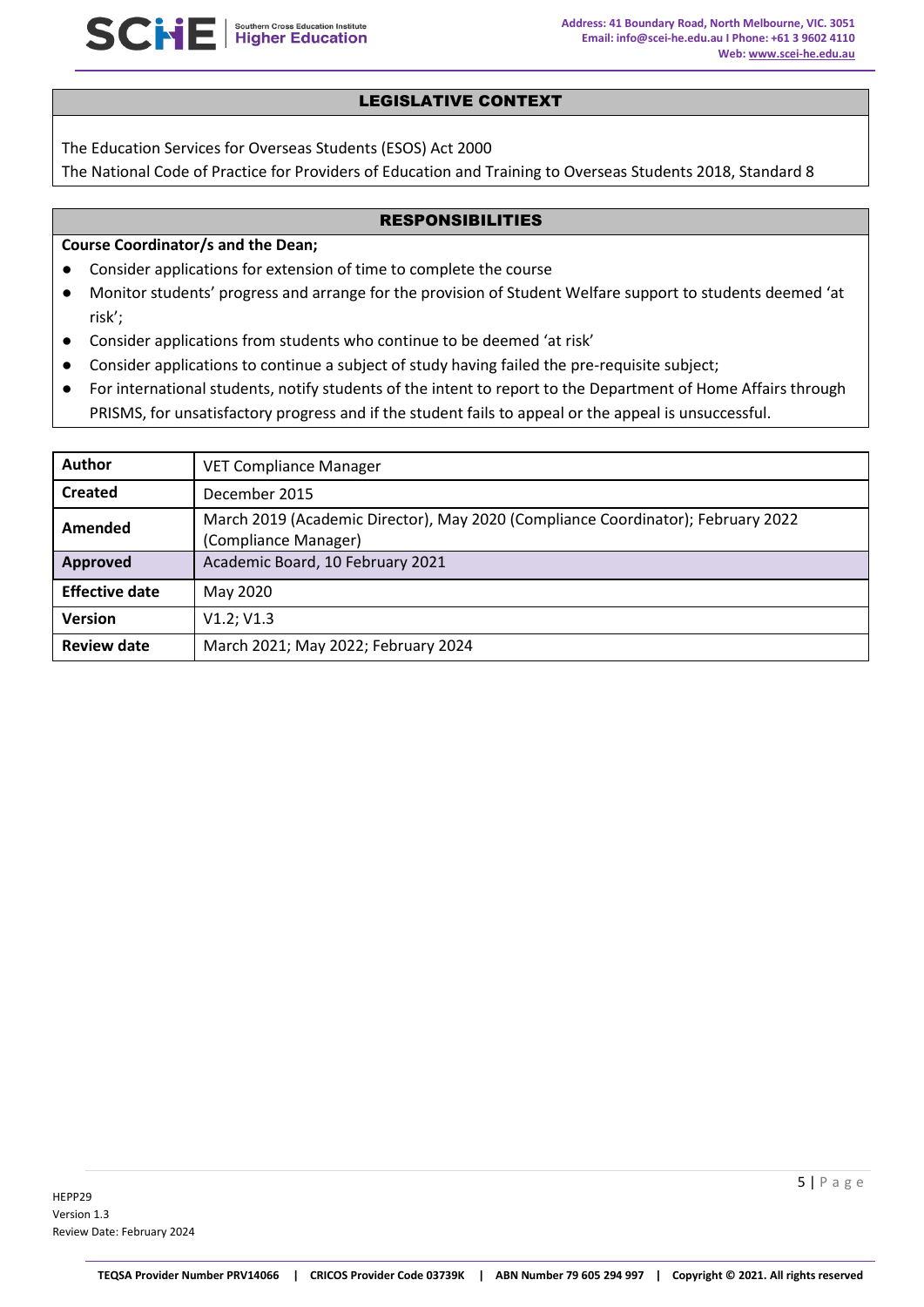## LEGISLATIVE CONTEXT

The Education Services for Overseas Students (ESOS) Act 2000

The National Code of Practice for Providers of Education and Training to Overseas Students 2018, Standard 8

## RESPONSIBILITIES

**Course Coordinator/s and the Dean;**

- Consider applications for extension of time to complete the course
- Monitor students' progress and arrange for the provision of Student Welfare support to students deemed 'at risk';
- Consider applications from students who continue to be deemed 'at risk'
- Consider applications to continue a subject of study having failed the pre-requisite subject;
- For international students, notify students of the intent to report to the Department of Home Affairs through PRISMS, for unsatisfactory progress and if the student fails to appeal or the appeal is unsuccessful.

| | |
|---|---|
| **Author** | VET Compliance Manager |
| **Created** | December 2015 |
| **Amended** | March 2019 (Academic Director), May 2020 (Compliance Coordinator); February 2022 (Compliance Manager) |
| **Approved** | Academic Board, 10 February 2021 |
| **Effective date** | May 2020 |
| **Version** | V1.2; V1.3 |
| **Review date** | March 2021; May 2022; February 2024 |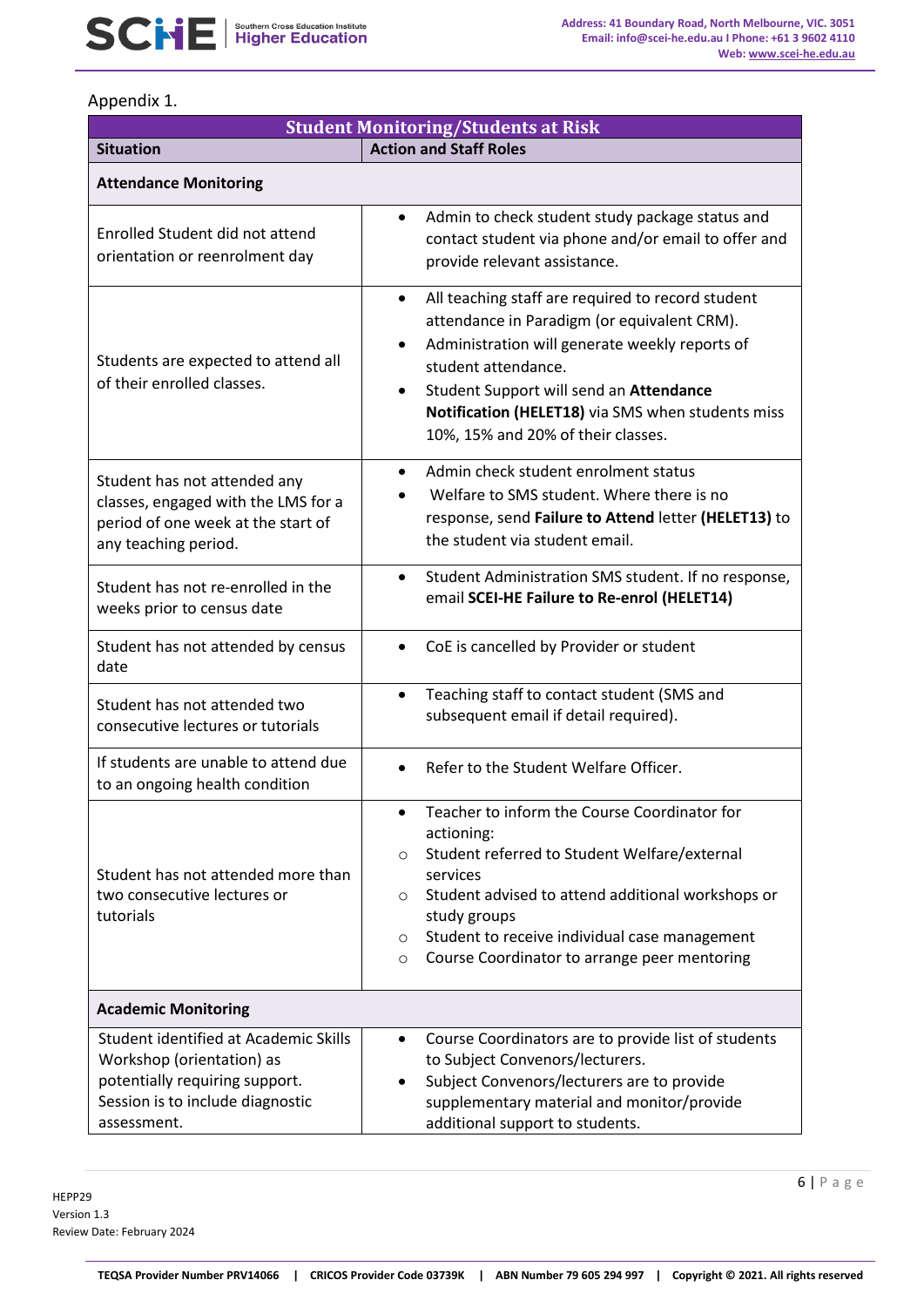Appendix 1.

| Student Monitoring/Students at Risk | |
|---|---|
| **Situation** | **Action and Staff Roles** |
| **Attendance Monitoring** | |
| Enrolled Student did not attend orientation or reenrolment day | • Admin to check student study package status and contact student via phone and/or email to offer and provide relevant assistance. |
| Students are expected to attend all of their enrolled classes. | • All teaching staff are required to record student attendance in Paradigm (or equivalent CRM).<br>• Administration will generate weekly reports of student attendance.<br>• Student Support will send an **Attendance Notification (HELET18)** via SMS when students miss 10%, 15% and 20% of their classes. |
| Student has not attended any classes, engaged with the LMS for a period of one week at the start of any teaching period. | • Admin check student enrolment status<br>• Welfare to SMS student. Where there is no response, send **Failure to Attend** letter **(HELET13)** to the student via student email. |
| Student has not re-enrolled in the weeks prior to census date | • Student Administration SMS student. If no response, email **SCEI-HE Failure to Re-enrol (HELET14)** |
| Student has not attended by census date | • CoE is cancelled by Provider or student |
| Student has not attended two consecutive lectures or tutorials | • Teaching staff to contact student (SMS and subsequent email if detail required). |
| If students are unable to attend due to an ongoing health condition | • Refer to the Student Welfare Officer. |
| Student has not attended more than two consecutive lectures or tutorials | • Teacher to inform the Course Coordinator for actioning:<br>○ Student referred to Student Welfare/external services<br>○ Student advised to attend additional workshops or study groups<br>○ Student to receive individual case management<br>○ Course Coordinator to arrange peer mentoring |
| **Academic Monitoring** | |
| Student identified at Academic Skills Workshop (orientation) as potentially requiring support. Session is to include diagnostic assessment. | • Course Coordinators are to provide list of students to Subject Convenors/lecturers.<br>• Subject Convenors/lecturers are to provide supplementary material and monitor/provide additional support to students. |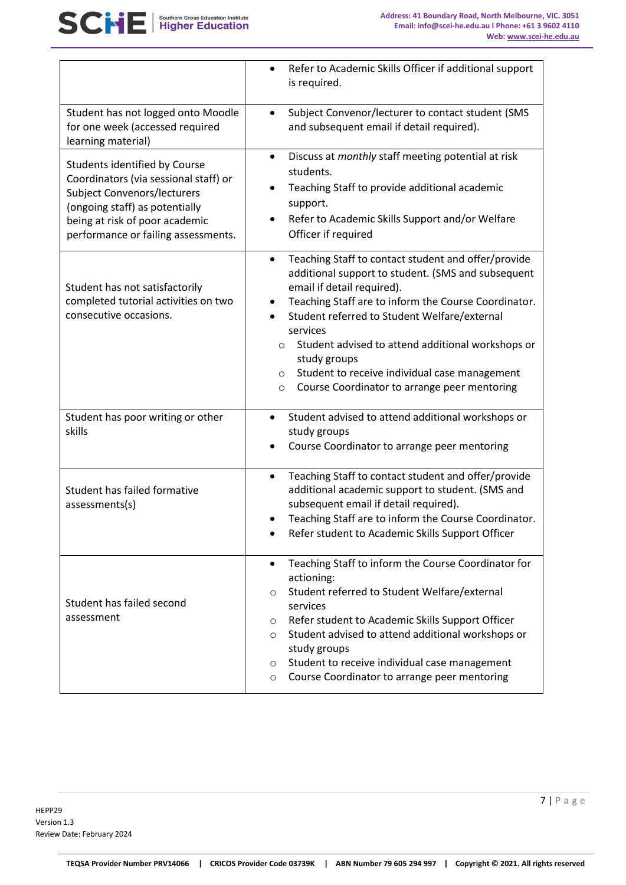| | |
|---|---|
| | • Refer to Academic Skills Officer if additional support is required. |
| Student has not logged onto Moodle for one week (accessed required learning material) | • Subject Convenor/lecturer to contact student (SMS and subsequent email if detail required). |
| Students identified by Course Coordinators (via sessional staff) or Subject Convenors/lecturers (ongoing staff) as potentially being at risk of poor academic performance or failing assessments. | • Discuss at *monthly* staff meeting potential at risk students.<br>• Teaching Staff to provide additional academic support.<br>• Refer to Academic Skills Support and/or Welfare Officer if required |
| Student has not satisfactorily completed tutorial activities on two consecutive occasions. | • Teaching Staff to contact student and offer/provide additional support to student. (SMS and subsequent email if detail required).<br>• Teaching Staff are to inform the Course Coordinator.<br>• Student referred to Student Welfare/external services<br>  ○ Student advised to attend additional workshops or study groups<br>  ○ Student to receive individual case management<br>  ○ Course Coordinator to arrange peer mentoring |
| Student has poor writing or other skills | • Student advised to attend additional workshops or study groups<br>• Course Coordinator to arrange peer mentoring |
| Student has failed formative assessments(s) | • Teaching Staff to contact student and offer/provide additional academic support to student. (SMS and subsequent email if detail required).<br>• Teaching Staff are to inform the Course Coordinator.<br>• Refer student to Academic Skills Support Officer |
| Student has failed second assessment | • Teaching Staff to inform the Course Coordinator for actioning:<br>  ○ Student referred to Student Welfare/external services<br>  ○ Refer student to Academic Skills Support Officer<br>  ○ Student advised to attend additional workshops or study groups<br>  ○ Student to receive individual case management<br>  ○ Course Coordinator to arrange peer mentoring |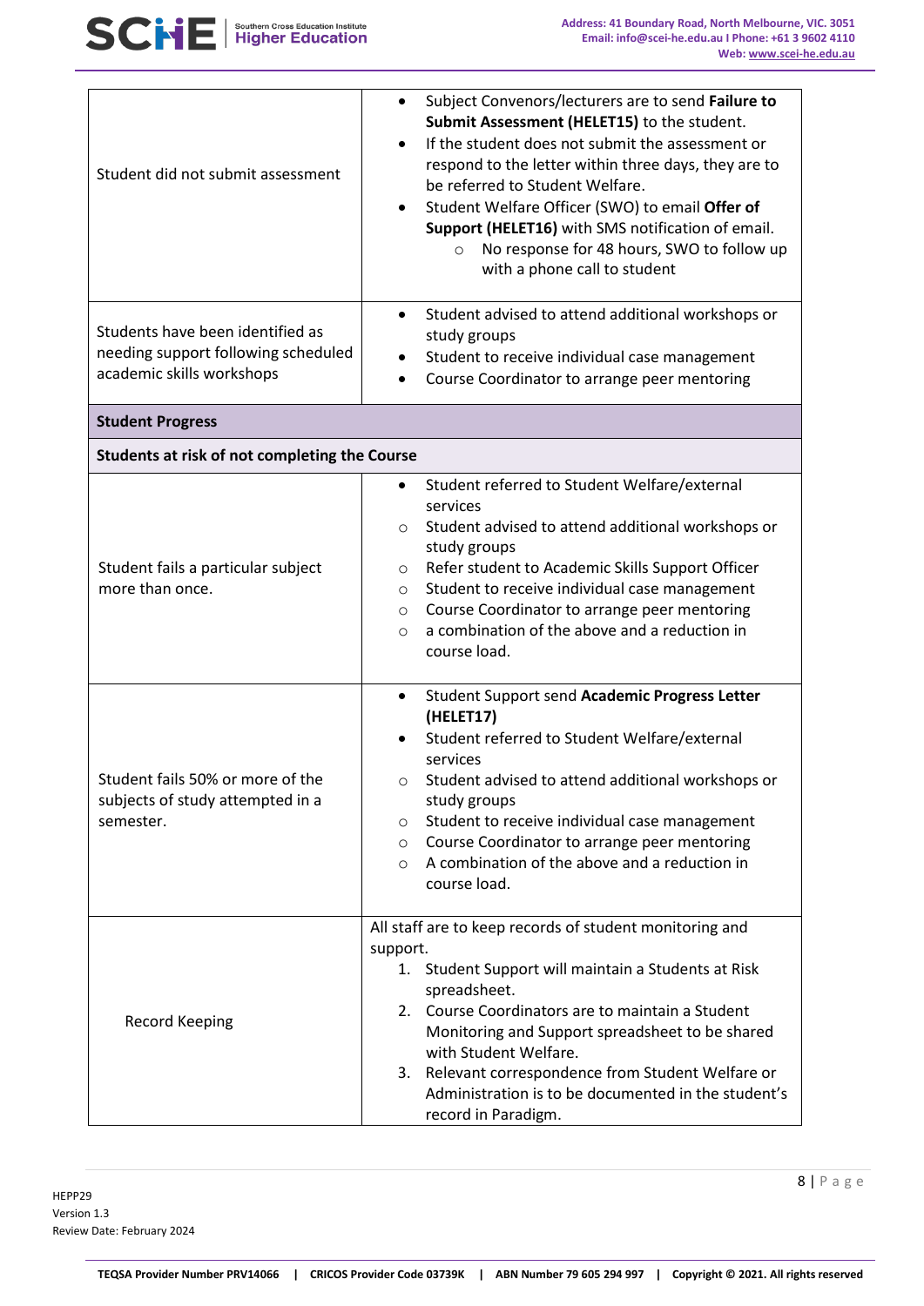| | |
|---|---|
| Student did not submit assessment | • Subject Convenors/lecturers are to send **Failure to Submit Assessment (HELET15)** to the student.<br>• If the student does not submit the assessment or respond to the letter within three days, they are to be referred to Student Welfare.<br>• Student Welfare Officer (SWO) to email **Offer of Support (HELET16)** with SMS notification of email.<br>&nbsp;&nbsp;&nbsp;&nbsp;○ No response for 48 hours, SWO to follow up with a phone call to student |
| Students have been identified as needing support following scheduled academic skills workshops | • Student advised to attend additional workshops or study groups<br>• Student to receive individual case management<br>• Course Coordinator to arrange peer mentoring |
| **Student Progress** | |
| **Students at risk of not completing the Course** | |
| Student fails a particular subject more than once. | • Student referred to Student Welfare/external services<br>○ Student advised to attend additional workshops or study groups<br>○ Refer student to Academic Skills Support Officer<br>○ Student to receive individual case management<br>○ Course Coordinator to arrange peer mentoring<br>○ a combination of the above and a reduction in course load. |
| Student fails 50% or more of the subjects of study attempted in a semester. | • Student Support send **Academic Progress Letter (HELET17)**<br>• Student referred to Student Welfare/external services<br>○ Student advised to attend additional workshops or study groups<br>○ Student to receive individual case management<br>○ Course Coordinator to arrange peer mentoring<br>○ A combination of the above and a reduction in course load. |
| Record Keeping | All staff are to keep records of student monitoring and support.<br>1. Student Support will maintain a Students at Risk spreadsheet.<br>2. Course Coordinators are to maintain a Student Monitoring and Support spreadsheet to be shared with Student Welfare.<br>3. Relevant correspondence from Student Welfare or Administration is to be documented in the student's record in Paradigm. |

HEPP29
Version 1.3
Review Date: February 2024